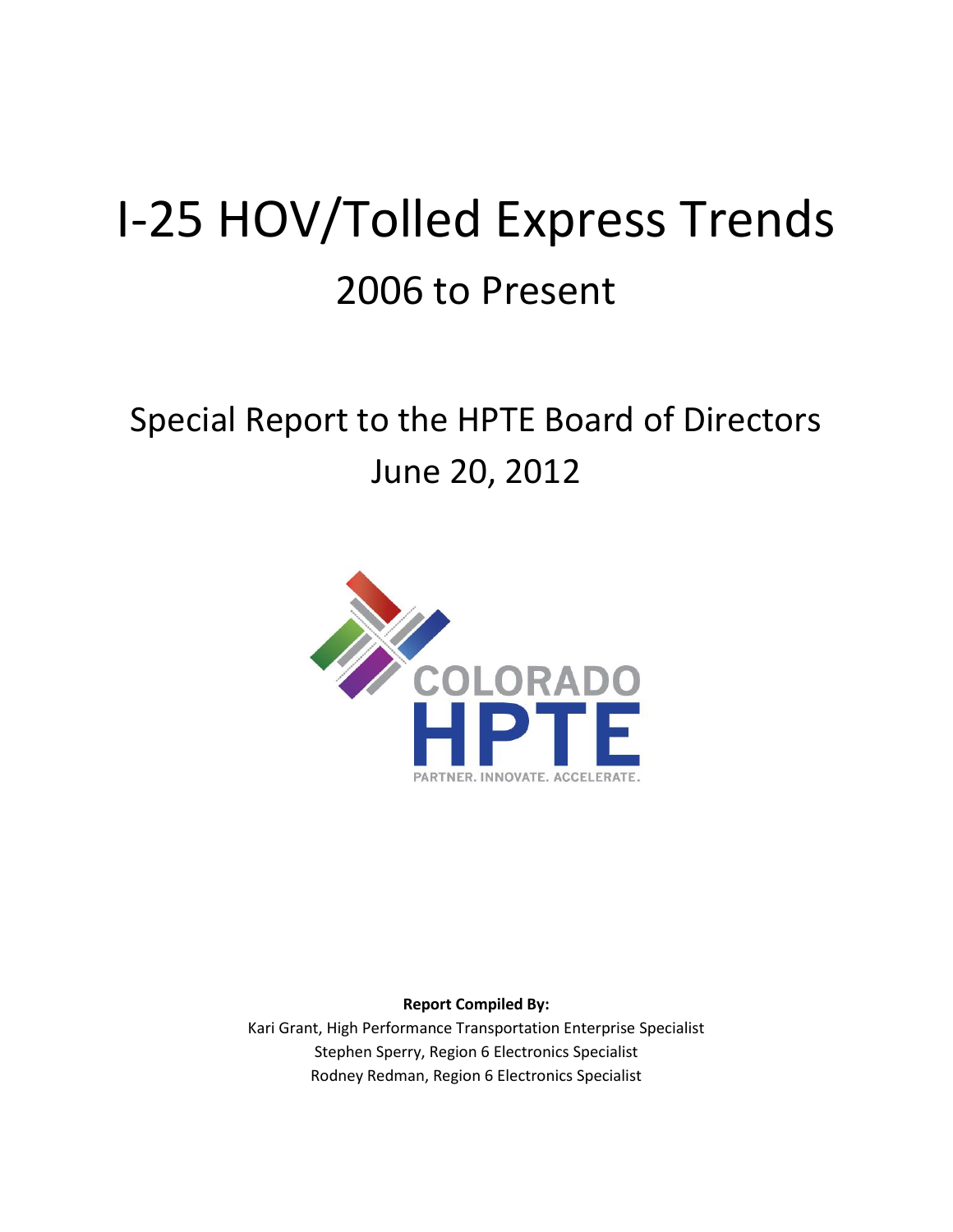# I-25 HOV/Tolled Express Trends

## 2006 to Present

## Special Report to the HPTE Board of Directors

## June 20, 2012

COLORADO HPTE

PARTNER. INNOVATE. ACCELERATE.

**Report Compiled By:**

Kari Grant, High Performance Transportation Enterprise Specialist

Stephen Sperry, Region 6 Electronics Specialist

Rodney Redman, Region 6 Electronics Specialist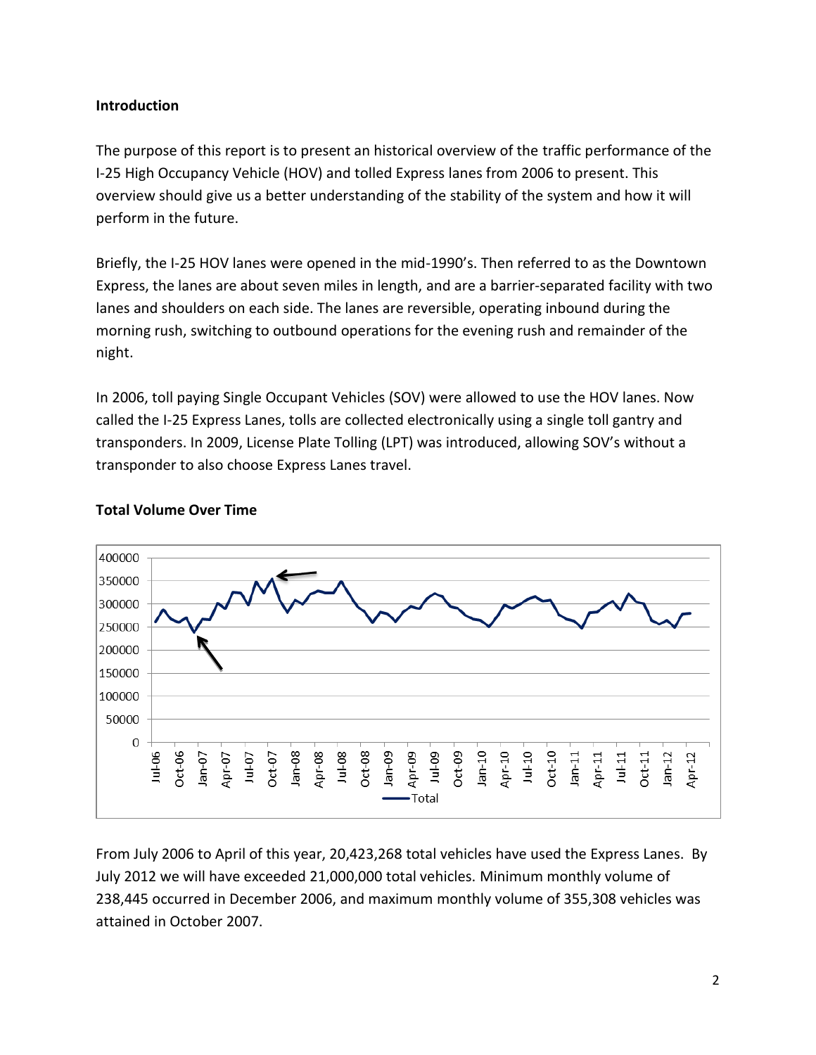**Introduction**

The purpose of this report is to present an historical overview of the traffic performance of the I-25 High Occupancy Vehicle (HOV) and tolled Express lanes from 2006 to present. This overview should give us a better understanding of the stability of the system and how it will perform in the future.

Briefly, the I-25 HOV lanes were opened in the mid-1990's. Then referred to as the Downtown Express, the lanes are about seven miles in length, and are a barrier-separated facility with two lanes and shoulders on each side. The lanes are reversible, operating inbound during the morning rush, switching to outbound operations for the evening rush and remainder of the night.

In 2006, toll paying Single Occupant Vehicles (SOV) were allowed to use the HOV lanes. Now called the I-25 Express Lanes, tolls are collected electronically using a single toll gantry and transponders. In 2009, License Plate Tolling (LPT) was introduced, allowing SOV's without a transponder to also choose Express Lanes travel.

**Total Volume Over Time**

From July 2006 to April of this year, 20,423,268 total vehicles have used the Express Lanes. By July 2012 we will have exceeded 21,000,000 total vehicles. Minimum monthly volume of 238,445 occurred in December 2006, and maximum monthly volume of 355,308 vehicles was attained in October 2007.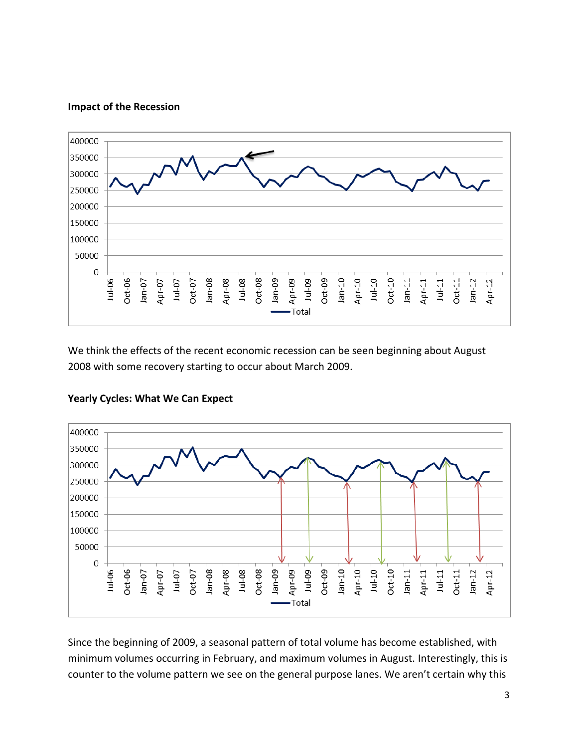**Impact of the Recession**

We think the effects of the recent economic recession can be seen beginning about August 2008 with some recovery starting to occur about March 2009.

**Yearly Cycles: What We Can Expect**

Since the beginning of 2009, a seasonal pattern of total volume has become established, with minimum volumes occurring in February, and maximum volumes in August. Interestingly, this is counter to the volume pattern we see on the general purpose lanes. We aren't certain why this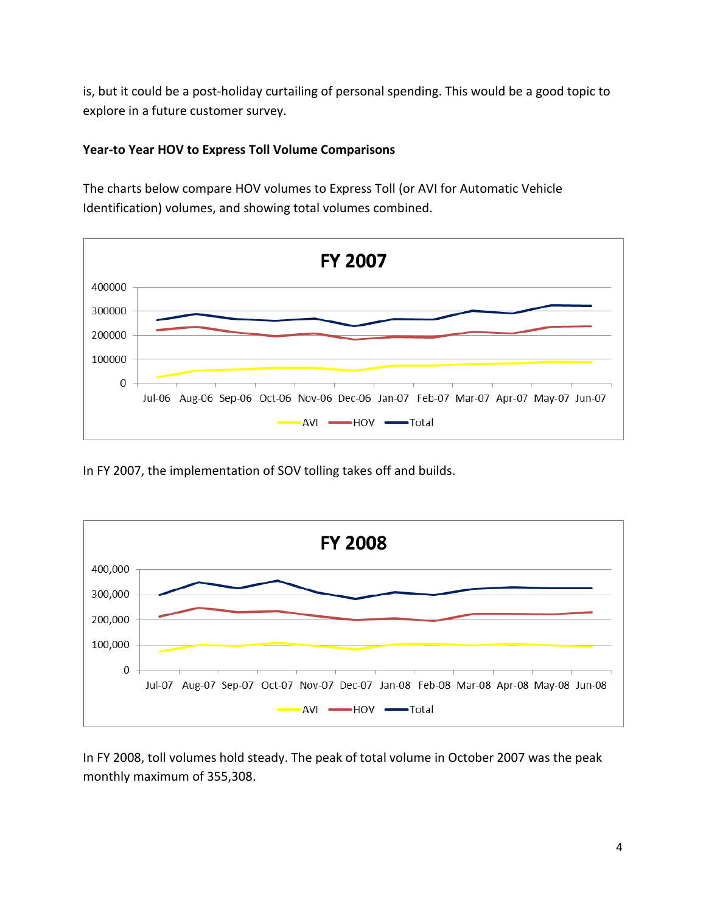is, but it could be a post-holiday curtailing of personal spending. This would be a good topic to explore in a future customer survey.

**Year-to Year HOV to Express Toll Volume Comparisons**

The charts below compare HOV volumes to Express Toll (or AVI for Automatic Vehicle Identification) volumes, and showing total volumes combined.

In FY 2007, the implementation of SOV tolling takes off and builds.

In FY 2008, toll volumes hold steady. The peak of total volume in October 2007 was the peak monthly maximum of 355,308.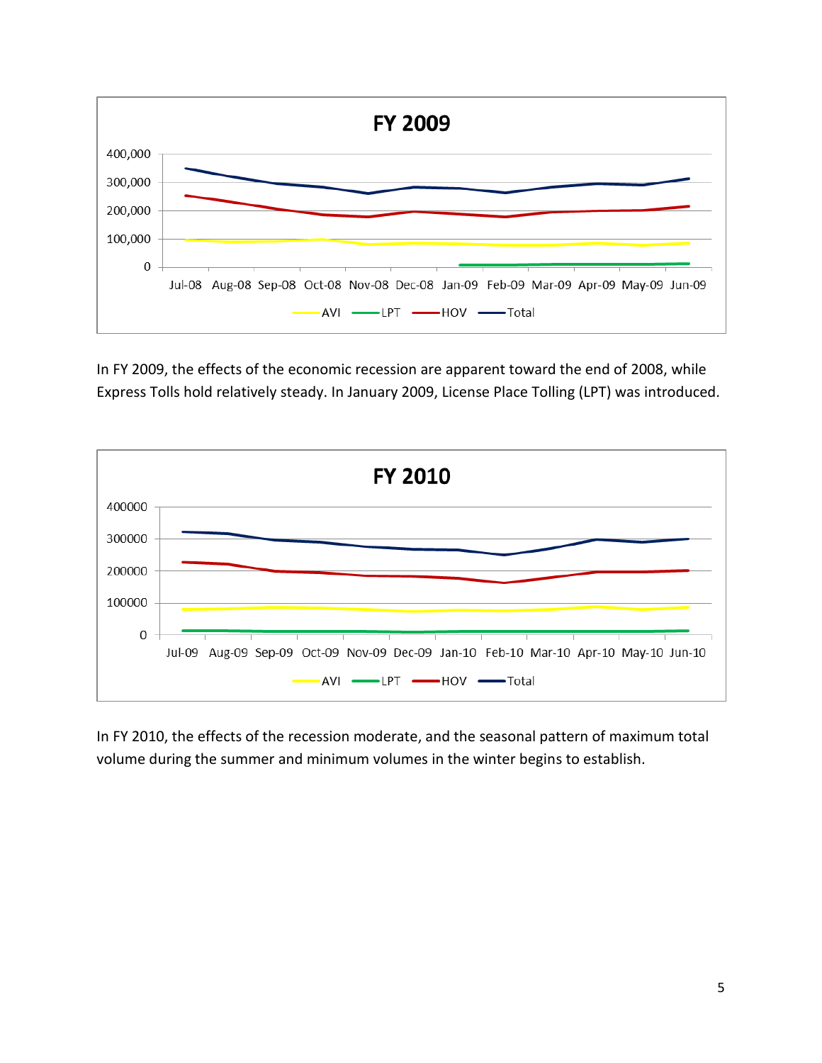FY 2009

In FY 2009, the effects of the economic recession are apparent toward the end of 2008, while Express Tolls hold relatively steady. In January 2009, License Place Tolling (LPT) was introduced.

FY 2010

In FY 2010, the effects of the recession moderate, and the seasonal pattern of maximum total volume during the summer and minimum volumes in the winter begins to establish.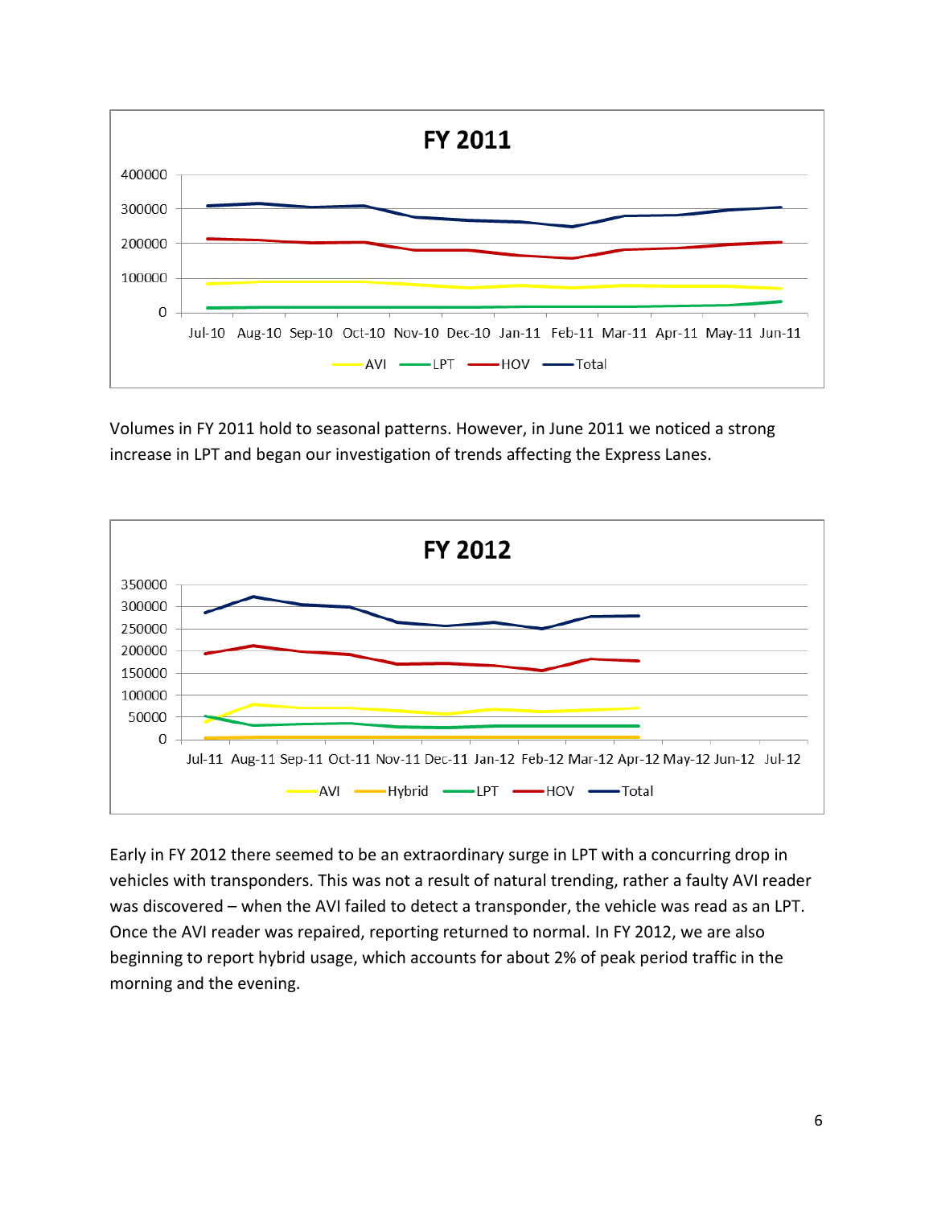Volumes in FY 2011 hold to seasonal patterns. However, in June 2011 we noticed a strong increase in LPT and began our investigation of trends affecting the Express Lanes.

Early in FY 2012 there seemed to be an extraordinary surge in LPT with a concurring drop in vehicles with transponders. This was not a result of natural trending, rather a faulty AVI reader was discovered – when the AVI failed to detect a transponder, the vehicle was read as an LPT. Once the AVI reader was repaired, reporting returned to normal. In FY 2012, we are also beginning to report hybrid usage, which accounts for about 2% of peak period traffic in the morning and the evening.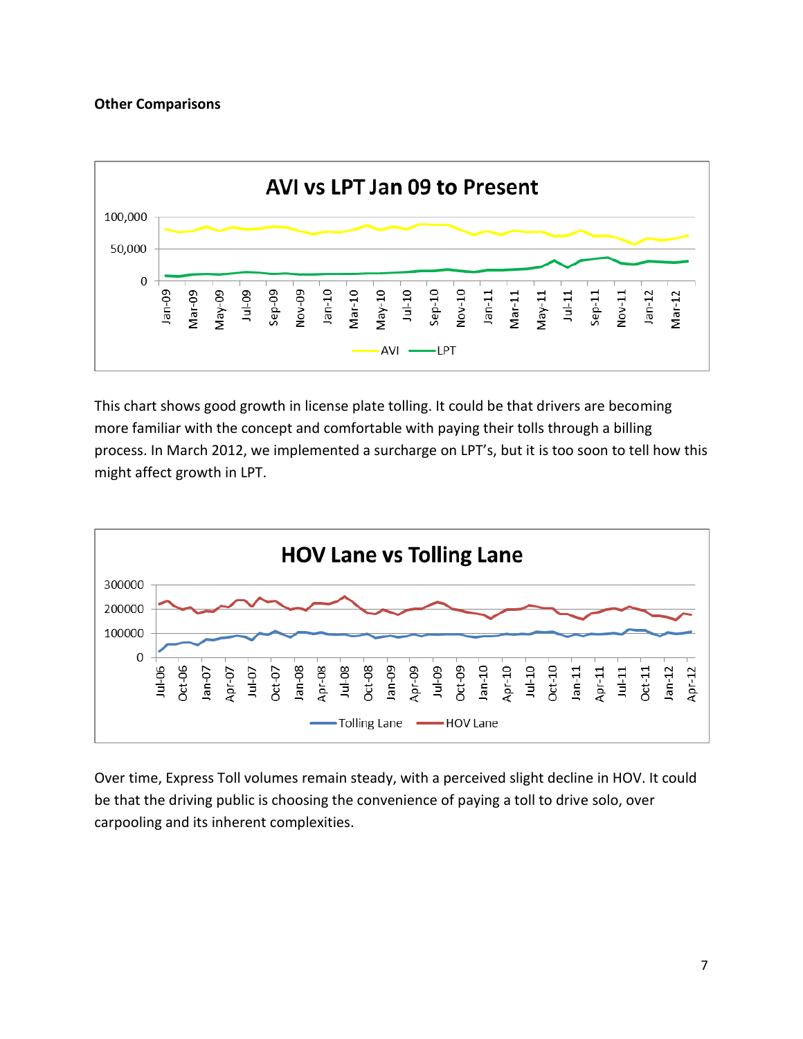**Other Comparisons**

This chart shows good growth in license plate tolling. It could be that drivers are becoming more familiar with the concept and comfortable with paying their tolls through a billing process. In March 2012, we implemented a surcharge on LPT's, but it is too soon to tell how this might affect growth in LPT.

Over time, Express Toll volumes remain steady, with a perceived slight decline in HOV. It could be that the driving public is choosing the convenience of paying a toll to drive solo, over carpooling and its inherent complexities.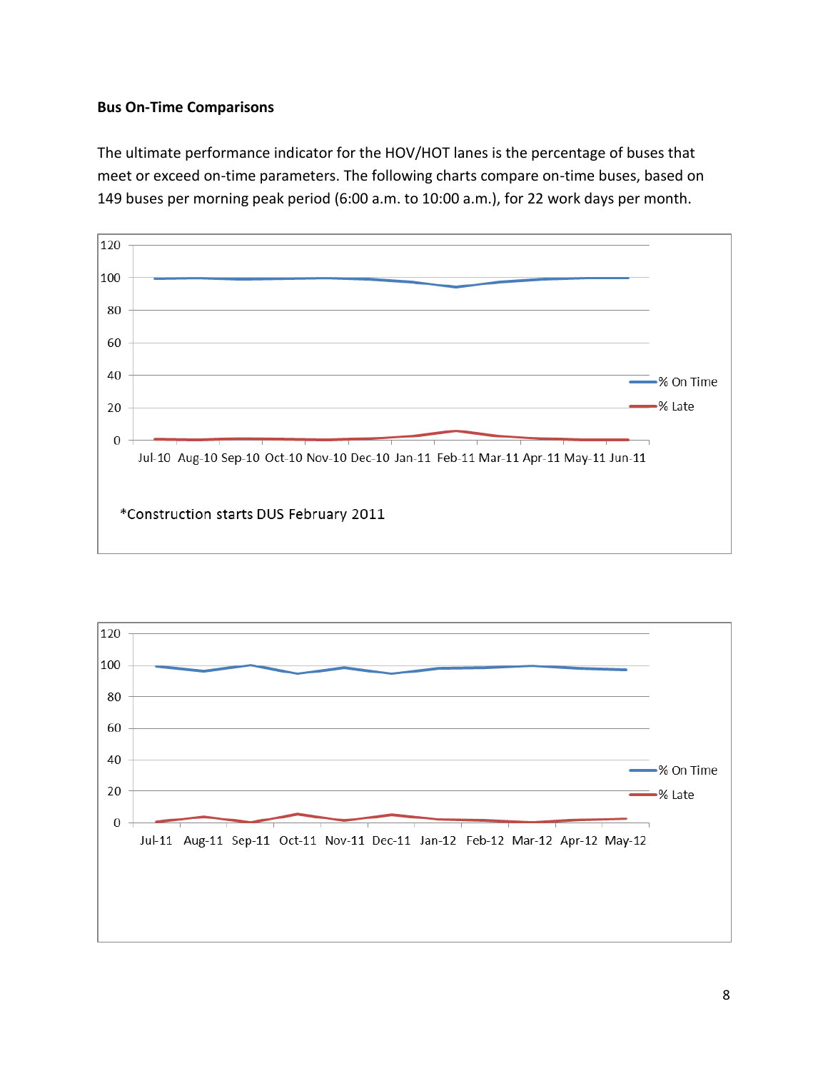**Bus On-Time Comparisons**

The ultimate performance indicator for the HOV/HOT lanes is the percentage of buses that meet or exceed on-time parameters. The following charts compare on-time buses, based on 149 buses per morning peak period (6:00 a.m. to 10:00 a.m.), for 22 work days per month.

*Construction starts DUS February 2011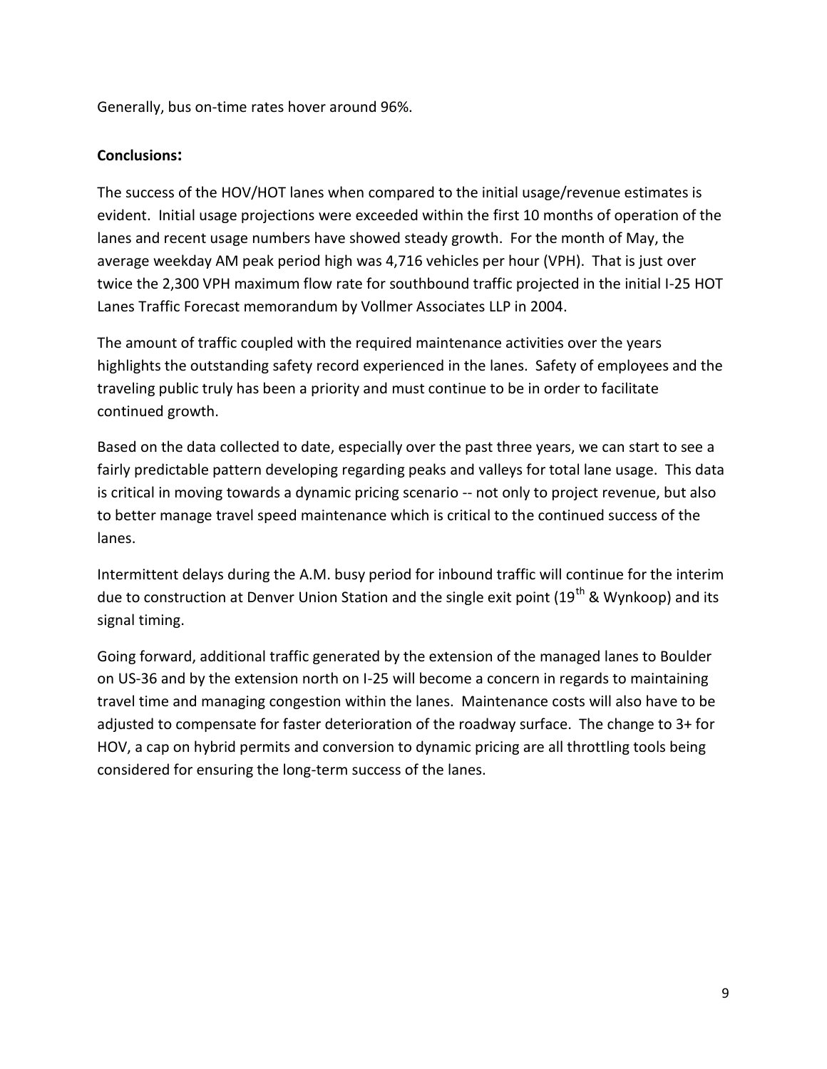Generally, bus on-time rates hover around 96%.

**Conclusions:**

The success of the HOV/HOT lanes when compared to the initial usage/revenue estimates is evident. Initial usage projections were exceeded within the first 10 months of operation of the lanes and recent usage numbers have showed steady growth. For the month of May, the average weekday AM peak period high was 4,716 vehicles per hour (VPH). That is just over twice the 2,300 VPH maximum flow rate for southbound traffic projected in the initial I-25 HOT Lanes Traffic Forecast memorandum by Vollmer Associates LLP in 2004.

The amount of traffic coupled with the required maintenance activities over the years highlights the outstanding safety record experienced in the lanes. Safety of employees and the traveling public truly has been a priority and must continue to be in order to facilitate continued growth.

Based on the data collected to date, especially over the past three years, we can start to see a fairly predictable pattern developing regarding peaks and valleys for total lane usage. This data is critical in moving towards a dynamic pricing scenario -- not only to project revenue, but also to better manage travel speed maintenance which is critical to the continued success of the lanes.

Intermittent delays during the A.M. busy period for inbound traffic will continue for the interim due to construction at Denver Union Station and the single exit point (19th & Wynkoop) and its signal timing.

Going forward, additional traffic generated by the extension of the managed lanes to Boulder on US-36 and by the extension north on I-25 will become a concern in regards to maintaining travel time and managing congestion within the lanes. Maintenance costs will also have to be adjusted to compensate for faster deterioration of the roadway surface. The change to 3+ for HOV, a cap on hybrid permits and conversion to dynamic pricing are all throttling tools being considered for ensuring the long-term success of the lanes.